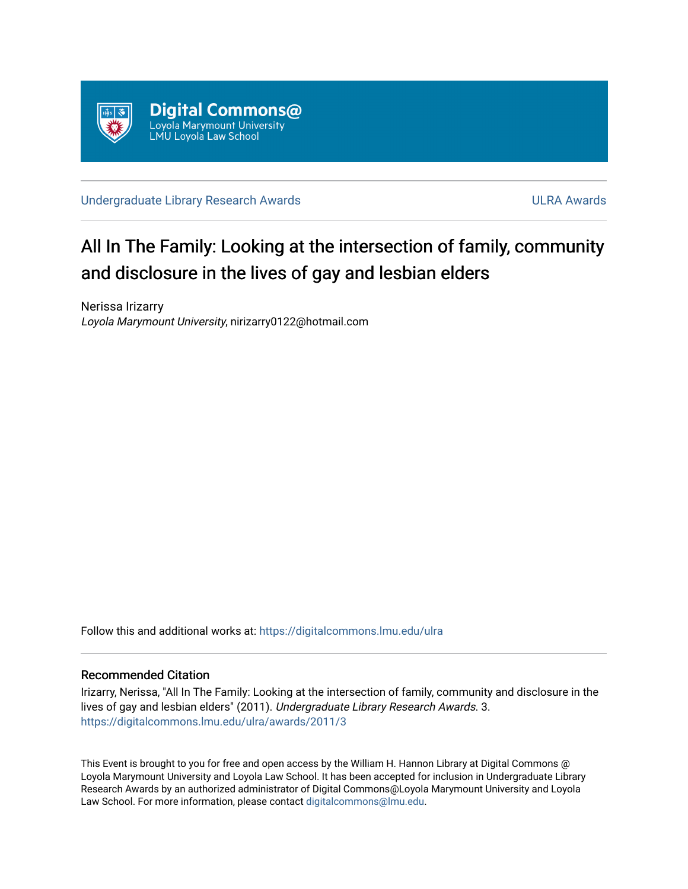Digital Commons@
Loyola Marymount University
LMU Loyola Law School

Undergraduate Library Research Awards | ULRA Awards

# All In The Family: Looking at the intersection of family, community and disclosure in the lives of gay and lesbian elders

Nerissa Irizarry
*Loyola Marymount University*, nirizarry0122@hotmail.com

Follow this and additional works at: https://digitalcommons.lmu.edu/ulra

## Recommended Citation

Irizarry, Nerissa, "All In The Family: Looking at the intersection of family, community and disclosure in the lives of gay and lesbian elders" (2011). *Undergraduate Library Research Awards*. 3.
https://digitalcommons.lmu.edu/ulra/awards/2011/3

This Event is brought to you for free and open access by the William H. Hannon Library at Digital Commons @ Loyola Marymount University and Loyola Law School. It has been accepted for inclusion in Undergraduate Library Research Awards by an authorized administrator of Digital Commons@Loyola Marymount University and Loyola Law School. For more information, please contact digitalcommons@lmu.edu.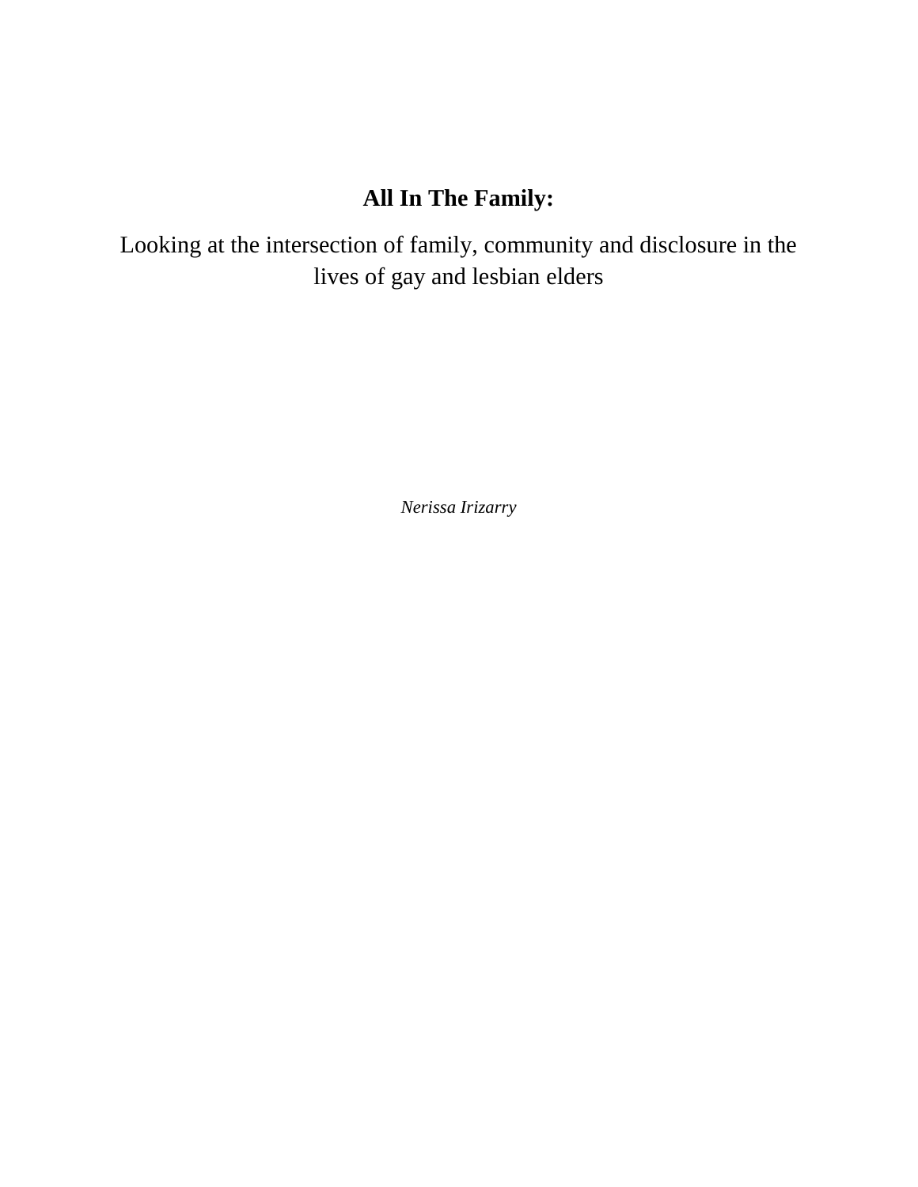# All In The Family:

Looking at the intersection of family, community and disclosure in the lives of gay and lesbian elders

*Nerissa Irizarry*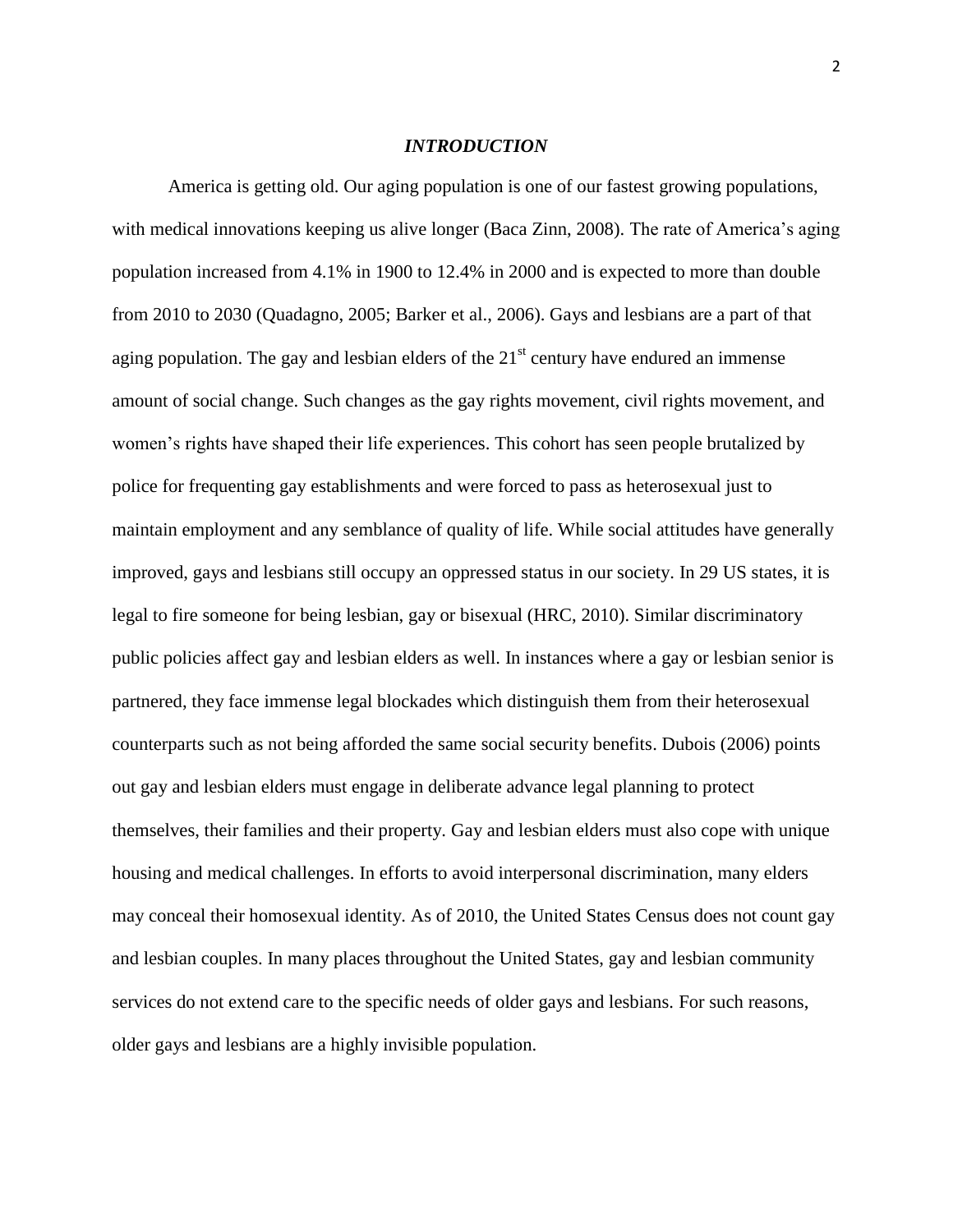# *INTRODUCTION*

America is getting old. Our aging population is one of our fastest growing populations, with medical innovations keeping us alive longer (Baca Zinn, 2008). The rate of America's aging population increased from 4.1% in 1900 to 12.4% in 2000 and is expected to more than double from 2010 to 2030 (Quadagno, 2005; Barker et al., 2006). Gays and lesbians are a part of that aging population. The gay and lesbian elders of the 21st century have endured an immense amount of social change. Such changes as the gay rights movement, civil rights movement, and women's rights have shaped their life experiences. This cohort has seen people brutalized by police for frequenting gay establishments and were forced to pass as heterosexual just to maintain employment and any semblance of quality of life. While social attitudes have generally improved, gays and lesbians still occupy an oppressed status in our society. In 29 US states, it is legal to fire someone for being lesbian, gay or bisexual (HRC, 2010). Similar discriminatory public policies affect gay and lesbian elders as well. In instances where a gay or lesbian senior is partnered, they face immense legal blockades which distinguish them from their heterosexual counterparts such as not being afforded the same social security benefits. Dubois (2006) points out gay and lesbian elders must engage in deliberate advance legal planning to protect themselves, their families and their property. Gay and lesbian elders must also cope with unique housing and medical challenges. In efforts to avoid interpersonal discrimination, many elders may conceal their homosexual identity. As of 2010, the United States Census does not count gay and lesbian couples. In many places throughout the United States, gay and lesbian community services do not extend care to the specific needs of older gays and lesbians. For such reasons, older gays and lesbians are a highly invisible population.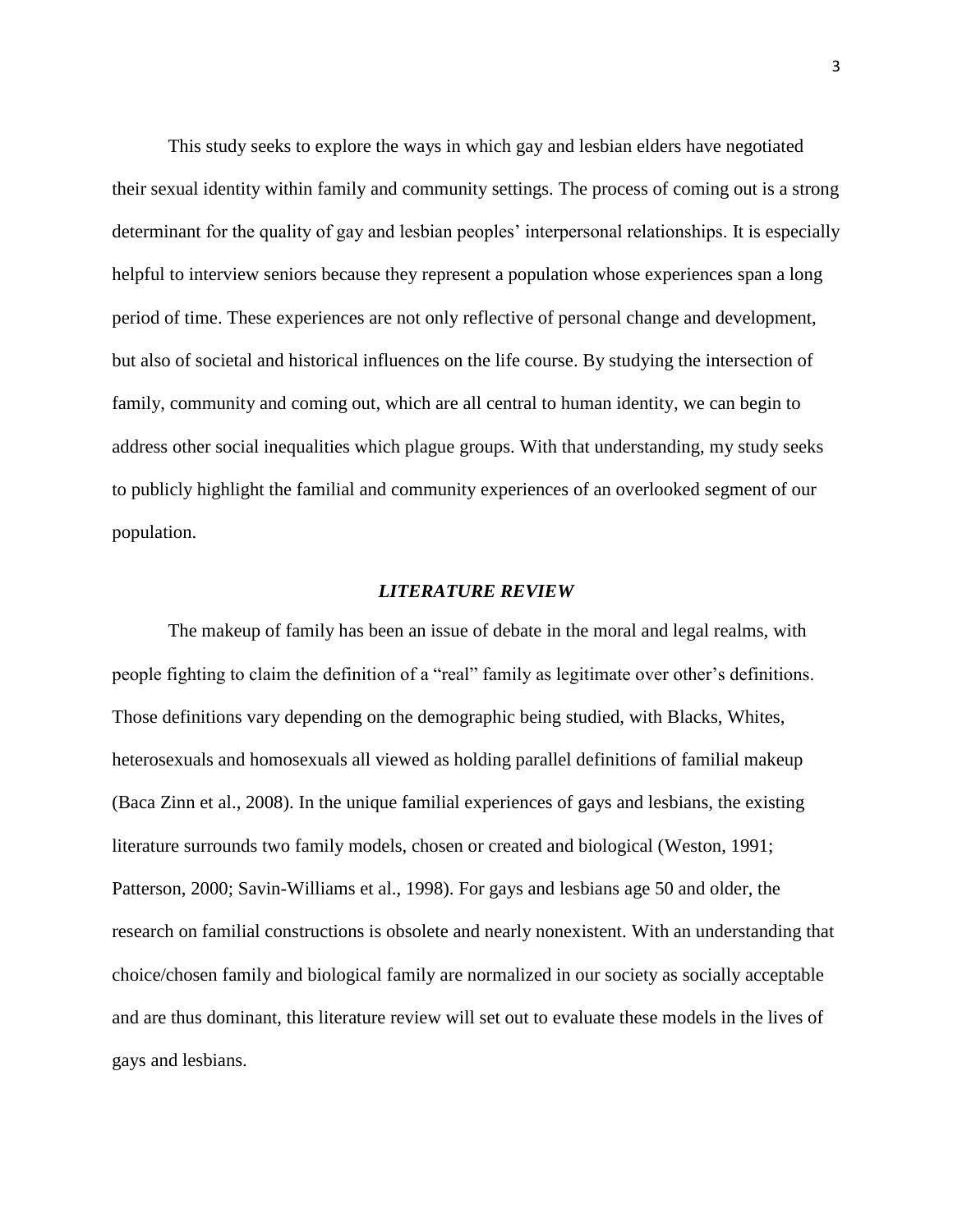This study seeks to explore the ways in which gay and lesbian elders have negotiated their sexual identity within family and community settings. The process of coming out is a strong determinant for the quality of gay and lesbian peoples' interpersonal relationships. It is especially helpful to interview seniors because they represent a population whose experiences span a long period of time. These experiences are not only reflective of personal change and development, but also of societal and historical influences on the life course. By studying the intersection of family, community and coming out, which are all central to human identity, we can begin to address other social inequalities which plague groups. With that understanding, my study seeks to publicly highlight the familial and community experiences of an overlooked segment of our population.

## *LITERATURE REVIEW*

The makeup of family has been an issue of debate in the moral and legal realms, with people fighting to claim the definition of a "real" family as legitimate over other's definitions. Those definitions vary depending on the demographic being studied, with Blacks, Whites, heterosexuals and homosexuals all viewed as holding parallel definitions of familial makeup (Baca Zinn et al., 2008). In the unique familial experiences of gays and lesbians, the existing literature surrounds two family models, chosen or created and biological (Weston, 1991; Patterson, 2000; Savin-Williams et al., 1998). For gays and lesbians age 50 and older, the research on familial constructions is obsolete and nearly nonexistent. With an understanding that choice/chosen family and biological family are normalized in our society as socially acceptable and are thus dominant, this literature review will set out to evaluate these models in the lives of gays and lesbians.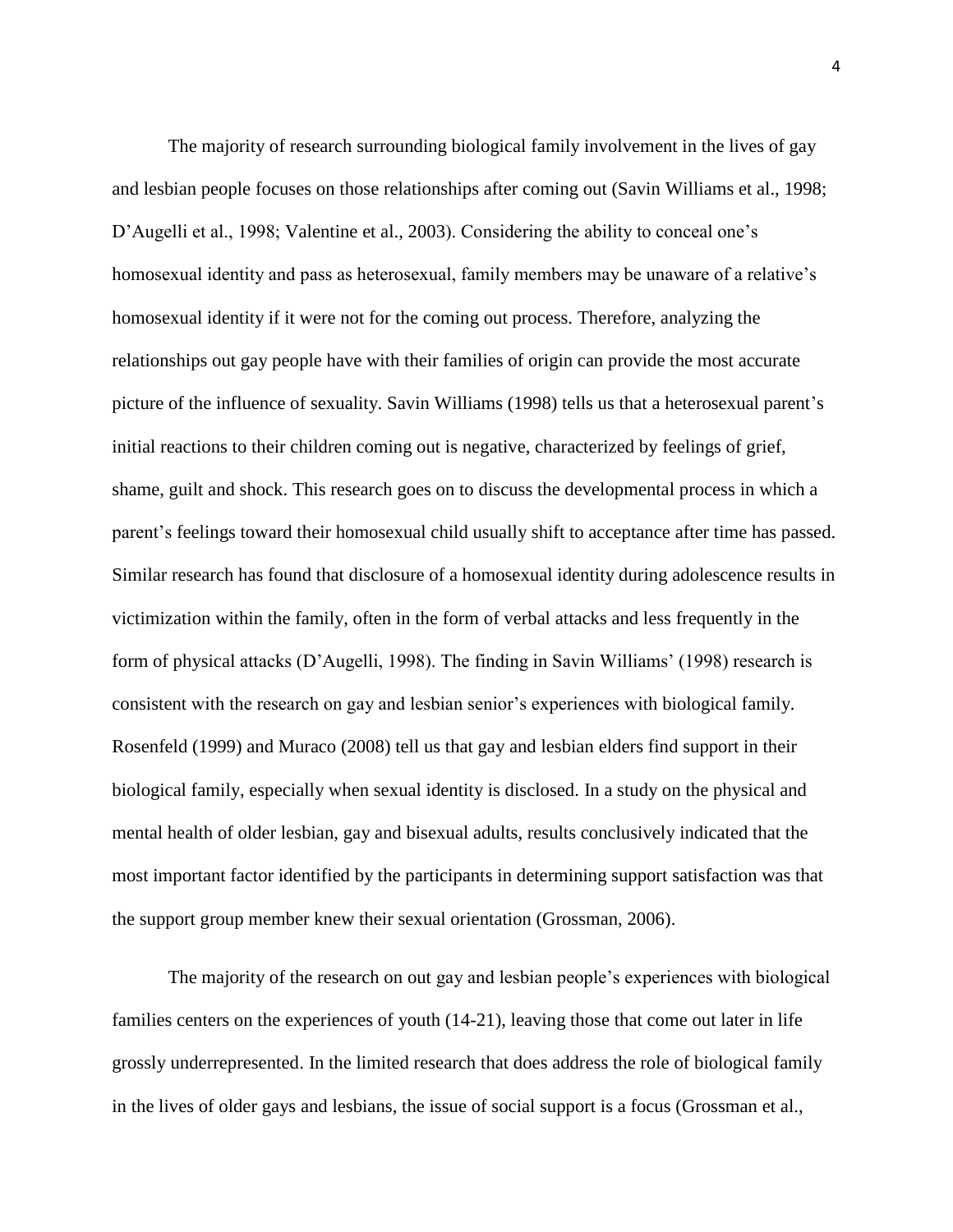The majority of research surrounding biological family involvement in the lives of gay and lesbian people focuses on those relationships after coming out (Savin Williams et al., 1998; D'Augelli et al., 1998; Valentine et al., 2003). Considering the ability to conceal one's homosexual identity and pass as heterosexual, family members may be unaware of a relative's homosexual identity if it were not for the coming out process. Therefore, analyzing the relationships out gay people have with their families of origin can provide the most accurate picture of the influence of sexuality. Savin Williams (1998) tells us that a heterosexual parent's initial reactions to their children coming out is negative, characterized by feelings of grief, shame, guilt and shock. This research goes on to discuss the developmental process in which a parent's feelings toward their homosexual child usually shift to acceptance after time has passed. Similar research has found that disclosure of a homosexual identity during adolescence results in victimization within the family, often in the form of verbal attacks and less frequently in the form of physical attacks (D'Augelli, 1998). The finding in Savin Williams' (1998) research is consistent with the research on gay and lesbian senior's experiences with biological family. Rosenfeld (1999) and Muraco (2008) tell us that gay and lesbian elders find support in their biological family, especially when sexual identity is disclosed. In a study on the physical and mental health of older lesbian, gay and bisexual adults, results conclusively indicated that the most important factor identified by the participants in determining support satisfaction was that the support group member knew their sexual orientation (Grossman, 2006).

The majority of the research on out gay and lesbian people's experiences with biological families centers on the experiences of youth (14-21), leaving those that come out later in life grossly underrepresented. In the limited research that does address the role of biological family in the lives of older gays and lesbians, the issue of social support is a focus (Grossman et al.,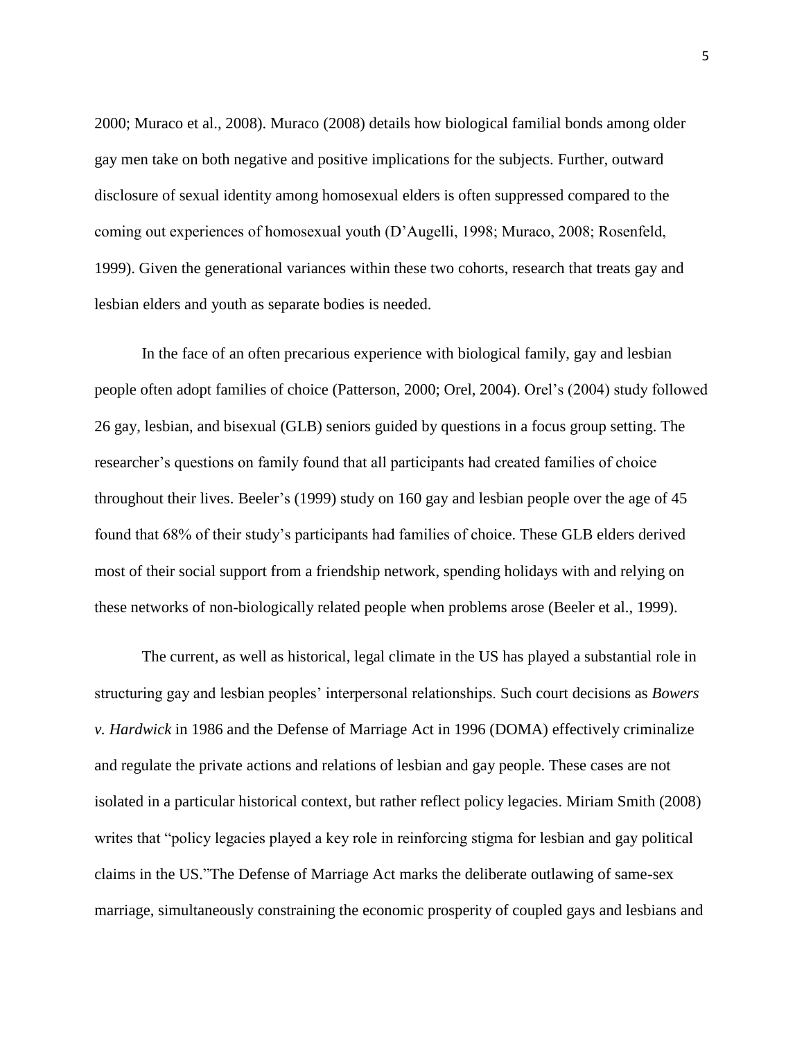2000; Muraco et al., 2008). Muraco (2008) details how biological familial bonds among older gay men take on both negative and positive implications for the subjects. Further, outward disclosure of sexual identity among homosexual elders is often suppressed compared to the coming out experiences of homosexual youth (D'Augelli, 1998; Muraco, 2008; Rosenfeld, 1999). Given the generational variances within these two cohorts, research that treats gay and lesbian elders and youth as separate bodies is needed.

In the face of an often precarious experience with biological family, gay and lesbian people often adopt families of choice (Patterson, 2000; Orel, 2004). Orel's (2004) study followed 26 gay, lesbian, and bisexual (GLB) seniors guided by questions in a focus group setting. The researcher's questions on family found that all participants had created families of choice throughout their lives. Beeler's (1999) study on 160 gay and lesbian people over the age of 45 found that 68% of their study's participants had families of choice. These GLB elders derived most of their social support from a friendship network, spending holidays with and relying on these networks of non-biologically related people when problems arose (Beeler et al., 1999).

The current, as well as historical, legal climate in the US has played a substantial role in structuring gay and lesbian peoples' interpersonal relationships. Such court decisions as *Bowers v. Hardwick* in 1986 and the Defense of Marriage Act in 1996 (DOMA) effectively criminalize and regulate the private actions and relations of lesbian and gay people. These cases are not isolated in a particular historical context, but rather reflect policy legacies. Miriam Smith (2008) writes that "policy legacies played a key role in reinforcing stigma for lesbian and gay political claims in the US."The Defense of Marriage Act marks the deliberate outlawing of same-sex marriage, simultaneously constraining the economic prosperity of coupled gays and lesbians and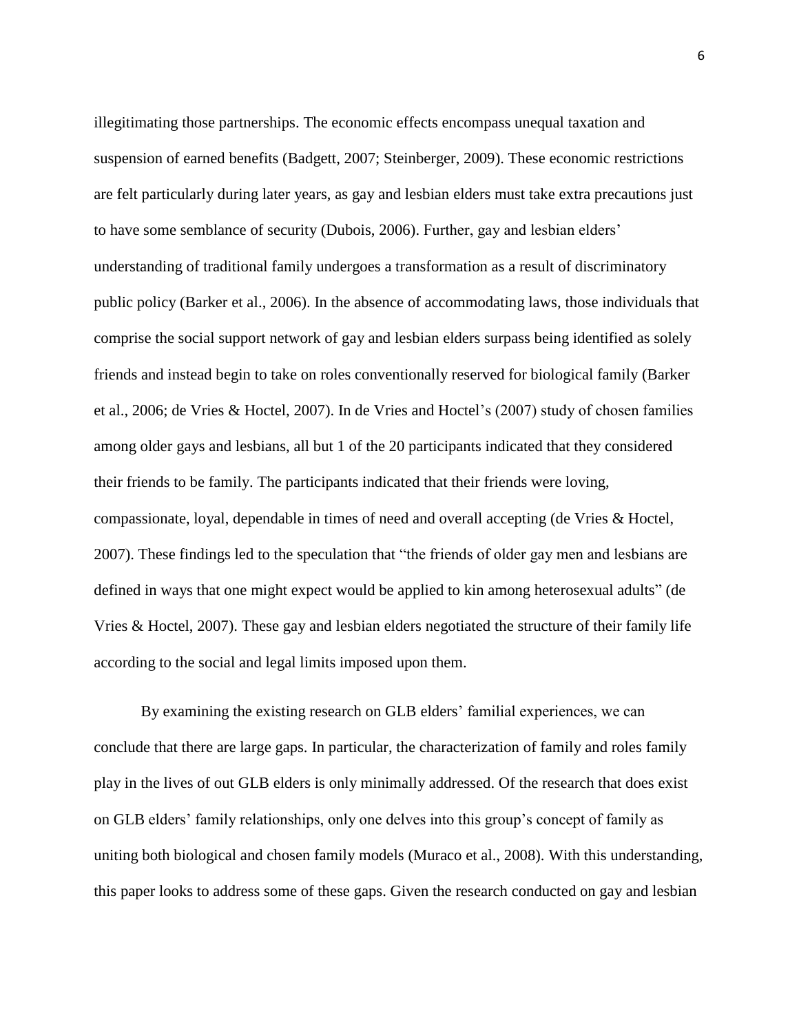illegitimating those partnerships. The economic effects encompass unequal taxation and suspension of earned benefits (Badgett, 2007; Steinberger, 2009). These economic restrictions are felt particularly during later years, as gay and lesbian elders must take extra precautions just to have some semblance of security (Dubois, 2006). Further, gay and lesbian elders' understanding of traditional family undergoes a transformation as a result of discriminatory public policy (Barker et al., 2006). In the absence of accommodating laws, those individuals that comprise the social support network of gay and lesbian elders surpass being identified as solely friends and instead begin to take on roles conventionally reserved for biological family (Barker et al., 2006; de Vries & Hoctel, 2007). In de Vries and Hoctel's (2007) study of chosen families among older gays and lesbians, all but 1 of the 20 participants indicated that they considered their friends to be family. The participants indicated that their friends were loving, compassionate, loyal, dependable in times of need and overall accepting (de Vries & Hoctel, 2007). These findings led to the speculation that "the friends of older gay men and lesbians are defined in ways that one might expect would be applied to kin among heterosexual adults" (de Vries & Hoctel, 2007). These gay and lesbian elders negotiated the structure of their family life according to the social and legal limits imposed upon them.

By examining the existing research on GLB elders' familial experiences, we can conclude that there are large gaps. In particular, the characterization of family and roles family play in the lives of out GLB elders is only minimally addressed. Of the research that does exist on GLB elders' family relationships, only one delves into this group's concept of family as uniting both biological and chosen family models (Muraco et al., 2008). With this understanding, this paper looks to address some of these gaps. Given the research conducted on gay and lesbian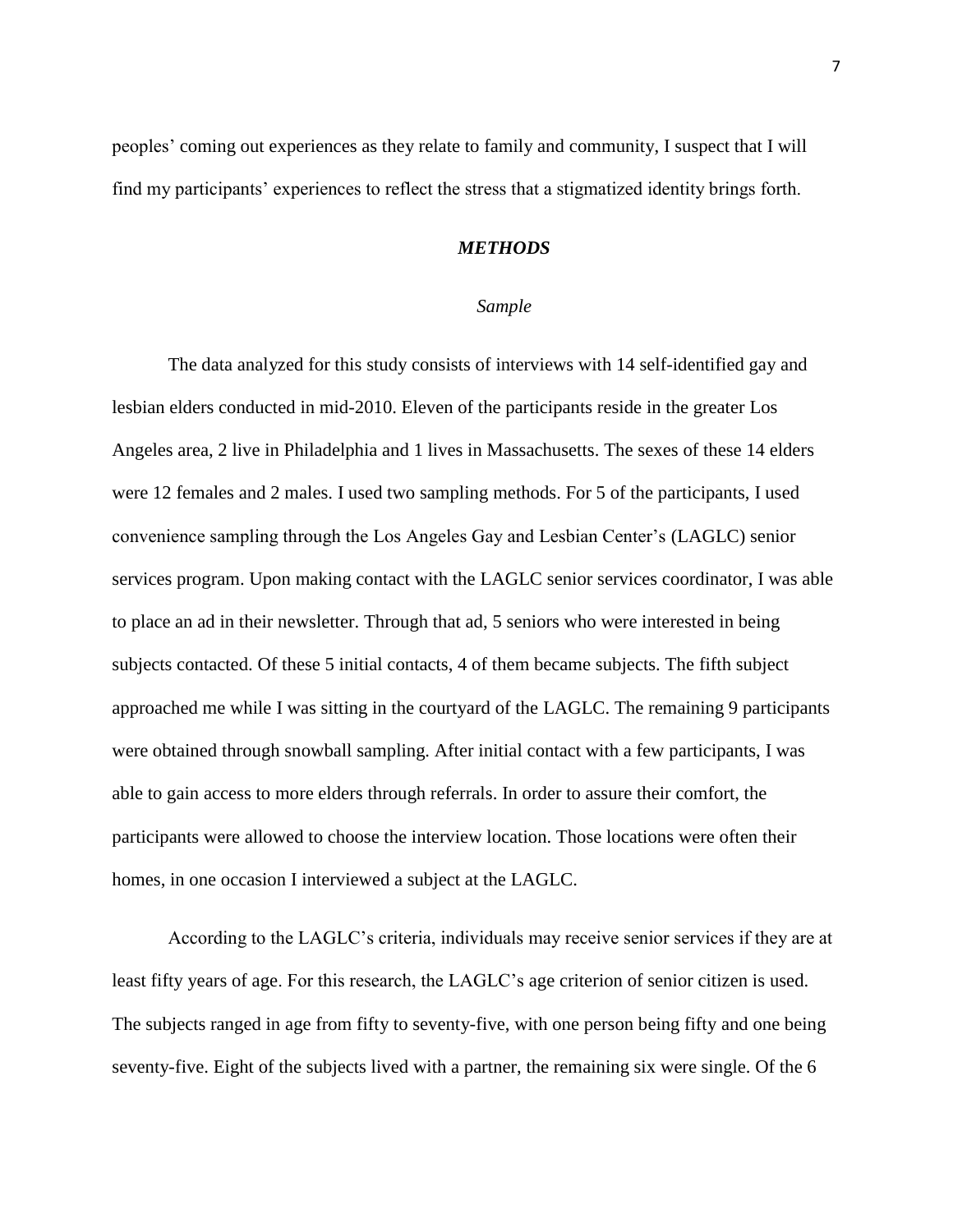peoples' coming out experiences as they relate to family and community, I suspect that I will find my participants' experiences to reflect the stress that a stigmatized identity brings forth.

## *METHODS*

### *Sample*

The data analyzed for this study consists of interviews with 14 self-identified gay and lesbian elders conducted in mid-2010. Eleven of the participants reside in the greater Los Angeles area, 2 live in Philadelphia and 1 lives in Massachusetts. The sexes of these 14 elders were 12 females and 2 males. I used two sampling methods. For 5 of the participants, I used convenience sampling through the Los Angeles Gay and Lesbian Center's (LAGLC) senior services program. Upon making contact with the LAGLC senior services coordinator, I was able to place an ad in their newsletter. Through that ad, 5 seniors who were interested in being subjects contacted. Of these 5 initial contacts, 4 of them became subjects. The fifth subject approached me while I was sitting in the courtyard of the LAGLC. The remaining 9 participants were obtained through snowball sampling. After initial contact with a few participants, I was able to gain access to more elders through referrals. In order to assure their comfort, the participants were allowed to choose the interview location. Those locations were often their homes, in one occasion I interviewed a subject at the LAGLC.

According to the LAGLC's criteria, individuals may receive senior services if they are at least fifty years of age. For this research, the LAGLC's age criterion of senior citizen is used. The subjects ranged in age from fifty to seventy-five, with one person being fifty and one being seventy-five. Eight of the subjects lived with a partner, the remaining six were single. Of the 6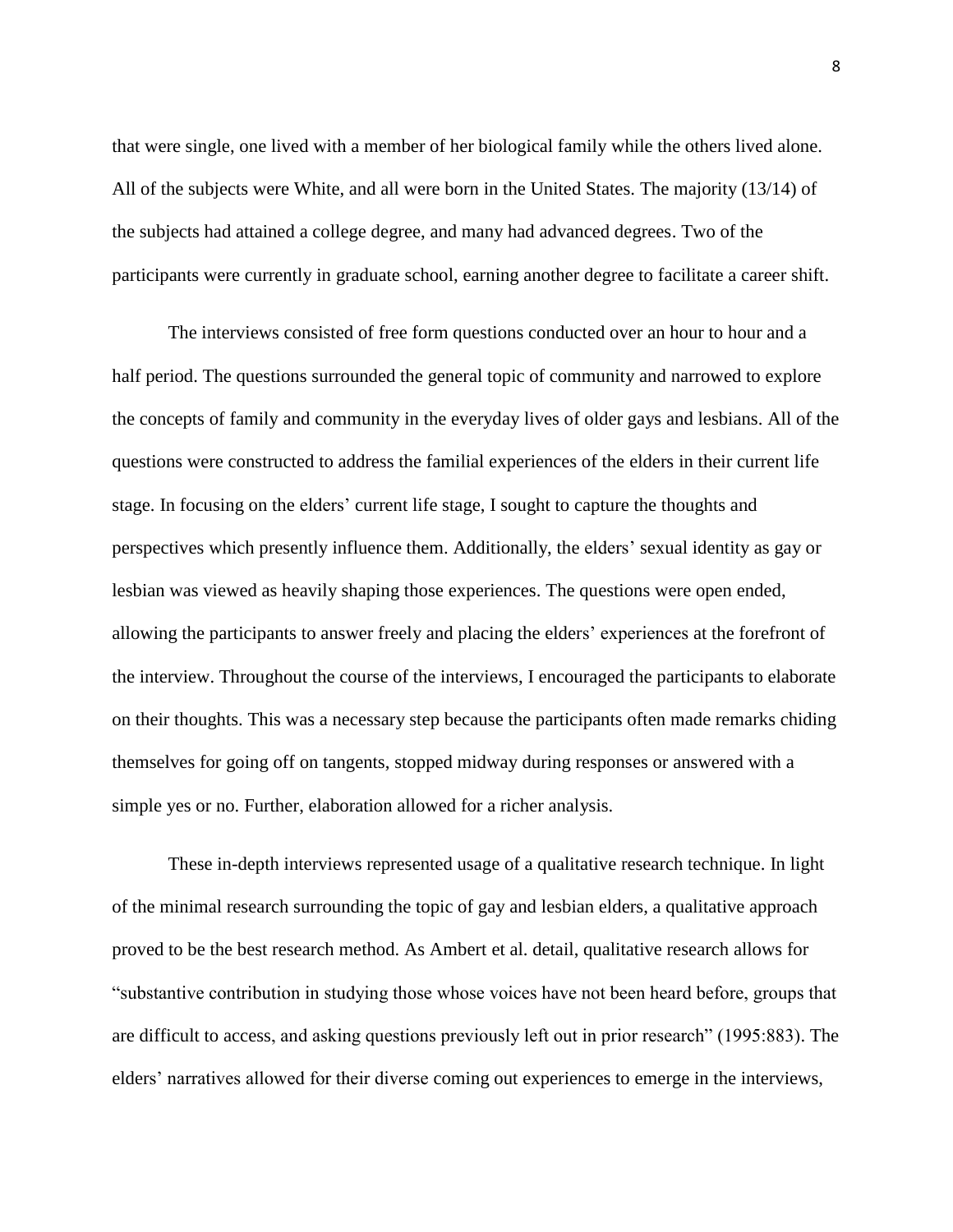that were single, one lived with a member of her biological family while the others lived alone. All of the subjects were White, and all were born in the United States. The majority (13/14) of the subjects had attained a college degree, and many had advanced degrees. Two of the participants were currently in graduate school, earning another degree to facilitate a career shift.

The interviews consisted of free form questions conducted over an hour to hour and a half period. The questions surrounded the general topic of community and narrowed to explore the concepts of family and community in the everyday lives of older gays and lesbians. All of the questions were constructed to address the familial experiences of the elders in their current life stage. In focusing on the elders' current life stage, I sought to capture the thoughts and perspectives which presently influence them. Additionally, the elders' sexual identity as gay or lesbian was viewed as heavily shaping those experiences. The questions were open ended, allowing the participants to answer freely and placing the elders' experiences at the forefront of the interview. Throughout the course of the interviews, I encouraged the participants to elaborate on their thoughts. This was a necessary step because the participants often made remarks chiding themselves for going off on tangents, stopped midway during responses or answered with a simple yes or no. Further, elaboration allowed for a richer analysis.

These in-depth interviews represented usage of a qualitative research technique. In light of the minimal research surrounding the topic of gay and lesbian elders, a qualitative approach proved to be the best research method. As Ambert et al. detail, qualitative research allows for "substantive contribution in studying those whose voices have not been heard before, groups that are difficult to access, and asking questions previously left out in prior research" (1995:883). The elders' narratives allowed for their diverse coming out experiences to emerge in the interviews,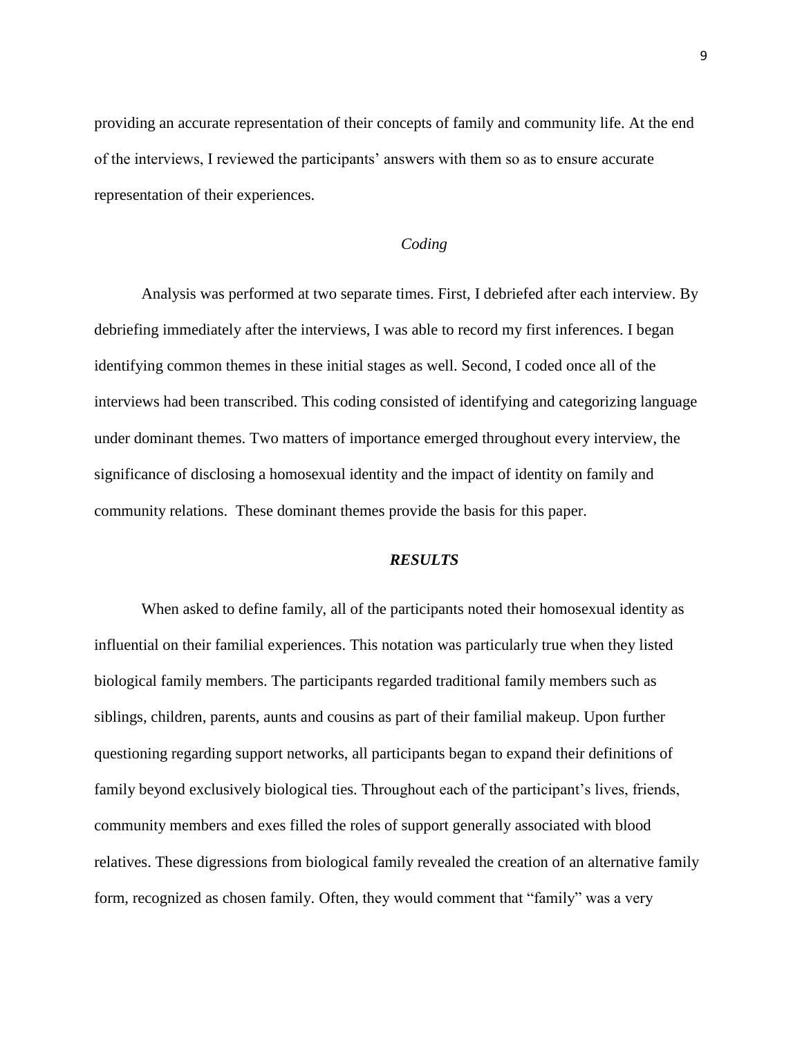providing an accurate representation of their concepts of family and community life. At the end of the interviews, I reviewed the participants' answers with them so as to ensure accurate representation of their experiences.

### *Coding*

Analysis was performed at two separate times. First, I debriefed after each interview. By debriefing immediately after the interviews, I was able to record my first inferences. I began identifying common themes in these initial stages as well. Second, I coded once all of the interviews had been transcribed. This coding consisted of identifying and categorizing language under dominant themes. Two matters of importance emerged throughout every interview, the significance of disclosing a homosexual identity and the impact of identity on family and community relations. These dominant themes provide the basis for this paper.

## ***RESULTS***

When asked to define family, all of the participants noted their homosexual identity as influential on their familial experiences. This notation was particularly true when they listed biological family members. The participants regarded traditional family members such as siblings, children, parents, aunts and cousins as part of their familial makeup. Upon further questioning regarding support networks, all participants began to expand their definitions of family beyond exclusively biological ties. Throughout each of the participant's lives, friends, community members and exes filled the roles of support generally associated with blood relatives. These digressions from biological family revealed the creation of an alternative family form, recognized as chosen family. Often, they would comment that "family" was a very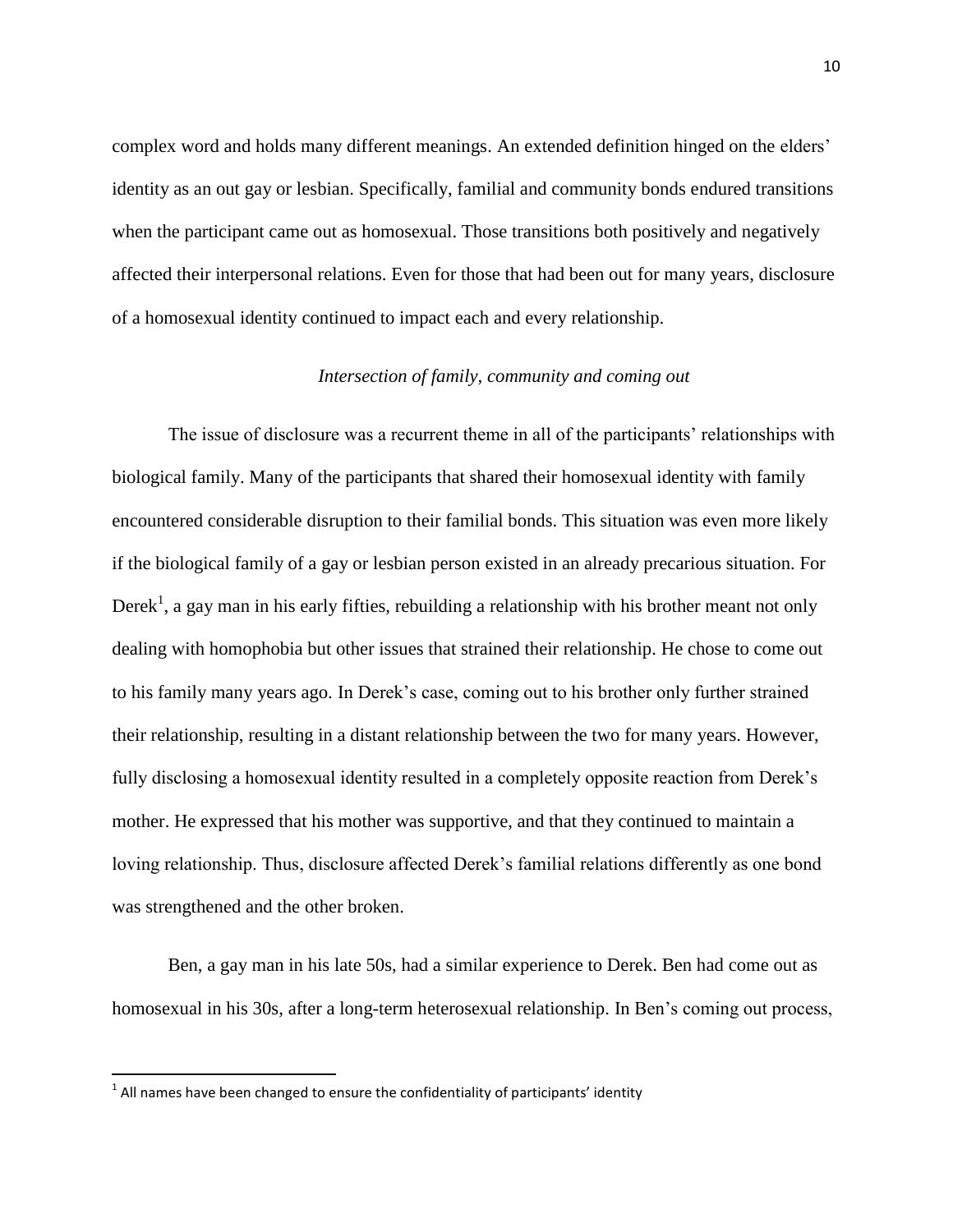complex word and holds many different meanings. An extended definition hinged on the elders' identity as an out gay or lesbian. Specifically, familial and community bonds endured transitions when the participant came out as homosexual. Those transitions both positively and negatively affected their interpersonal relations. Even for those that had been out for many years, disclosure of a homosexual identity continued to impact each and every relationship.

*Intersection of family, community and coming out*

The issue of disclosure was a recurrent theme in all of the participants' relationships with biological family. Many of the participants that shared their homosexual identity with family encountered considerable disruption to their familial bonds. This situation was even more likely if the biological family of a gay or lesbian person existed in an already precarious situation. For Derek[1], a gay man in his early fifties, rebuilding a relationship with his brother meant not only dealing with homophobia but other issues that strained their relationship. He chose to come out to his family many years ago. In Derek's case, coming out to his brother only further strained their relationship, resulting in a distant relationship between the two for many years. However, fully disclosing a homosexual identity resulted in a completely opposite reaction from Derek's mother. He expressed that his mother was supportive, and that they continued to maintain a loving relationship. Thus, disclosure affected Derek's familial relations differently as one bond was strengthened and the other broken.

Ben, a gay man in his late 50s, had a similar experience to Derek. Ben had come out as homosexual in his 30s, after a long-term heterosexual relationship. In Ben's coming out process,

---

[1] All names have been changed to ensure the confidentiality of participants' identity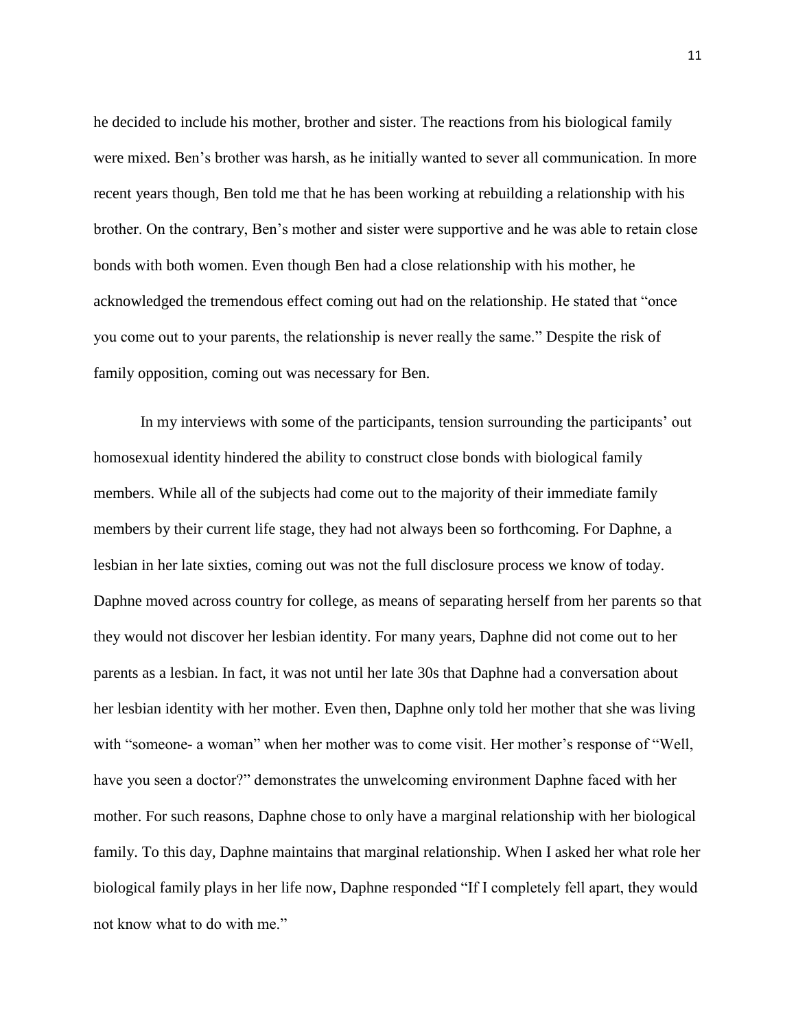he decided to include his mother, brother and sister. The reactions from his biological family were mixed. Ben's brother was harsh, as he initially wanted to sever all communication. In more recent years though, Ben told me that he has been working at rebuilding a relationship with his brother. On the contrary, Ben's mother and sister were supportive and he was able to retain close bonds with both women. Even though Ben had a close relationship with his mother, he acknowledged the tremendous effect coming out had on the relationship. He stated that "once you come out to your parents, the relationship is never really the same." Despite the risk of family opposition, coming out was necessary for Ben.

In my interviews with some of the participants, tension surrounding the participants' out homosexual identity hindered the ability to construct close bonds with biological family members. While all of the subjects had come out to the majority of their immediate family members by their current life stage, they had not always been so forthcoming. For Daphne, a lesbian in her late sixties, coming out was not the full disclosure process we know of today. Daphne moved across country for college, as means of separating herself from her parents so that they would not discover her lesbian identity. For many years, Daphne did not come out to her parents as a lesbian. In fact, it was not until her late 30s that Daphne had a conversation about her lesbian identity with her mother. Even then, Daphne only told her mother that she was living with "someone- a woman" when her mother was to come visit. Her mother's response of "Well, have you seen a doctor?" demonstrates the unwelcoming environment Daphne faced with her mother. For such reasons, Daphne chose to only have a marginal relationship with her biological family. To this day, Daphne maintains that marginal relationship. When I asked her what role her biological family plays in her life now, Daphne responded "If I completely fell apart, they would not know what to do with me."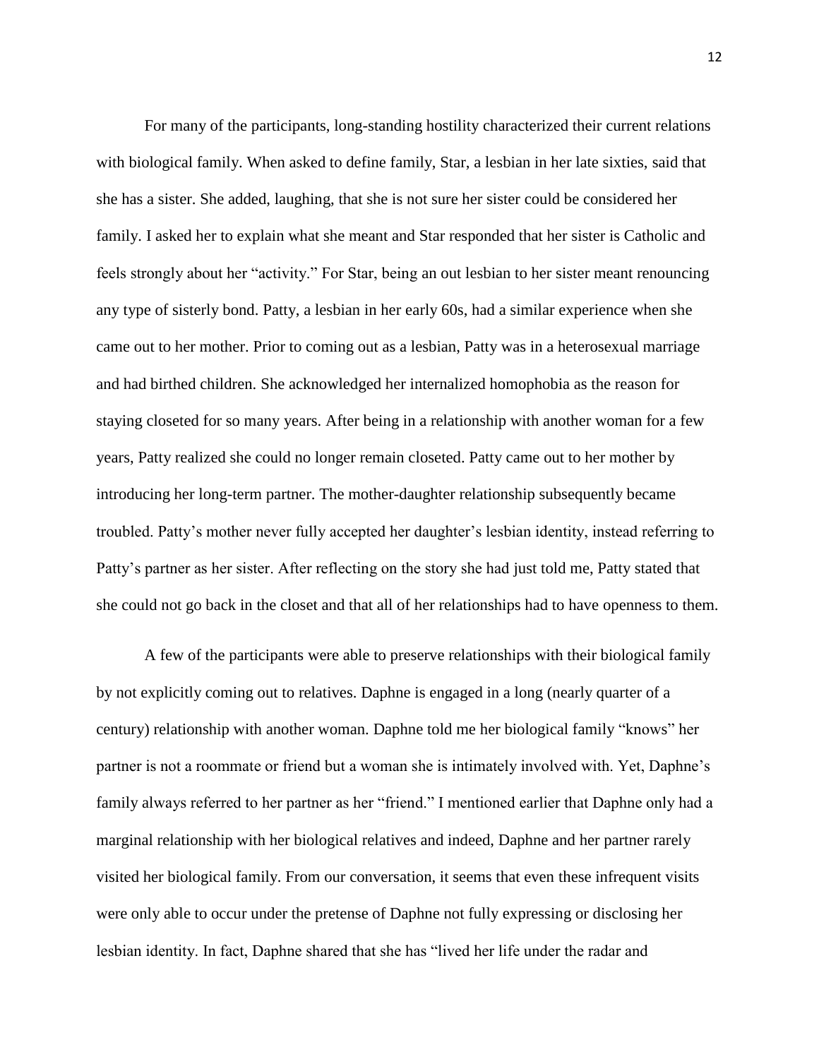For many of the participants, long-standing hostility characterized their current relations with biological family. When asked to define family, Star, a lesbian in her late sixties, said that she has a sister. She added, laughing, that she is not sure her sister could be considered her family. I asked her to explain what she meant and Star responded that her sister is Catholic and feels strongly about her "activity." For Star, being an out lesbian to her sister meant renouncing any type of sisterly bond. Patty, a lesbian in her early 60s, had a similar experience when she came out to her mother. Prior to coming out as a lesbian, Patty was in a heterosexual marriage and had birthed children. She acknowledged her internalized homophobia as the reason for staying closeted for so many years. After being in a relationship with another woman for a few years, Patty realized she could no longer remain closeted. Patty came out to her mother by introducing her long-term partner. The mother-daughter relationship subsequently became troubled. Patty's mother never fully accepted her daughter's lesbian identity, instead referring to Patty's partner as her sister. After reflecting on the story she had just told me, Patty stated that she could not go back in the closet and that all of her relationships had to have openness to them.

A few of the participants were able to preserve relationships with their biological family by not explicitly coming out to relatives. Daphne is engaged in a long (nearly quarter of a century) relationship with another woman. Daphne told me her biological family "knows" her partner is not a roommate or friend but a woman she is intimately involved with. Yet, Daphne's family always referred to her partner as her "friend." I mentioned earlier that Daphne only had a marginal relationship with her biological relatives and indeed, Daphne and her partner rarely visited her biological family. From our conversation, it seems that even these infrequent visits were only able to occur under the pretense of Daphne not fully expressing or disclosing her lesbian identity. In fact, Daphne shared that she has "lived her life under the radar and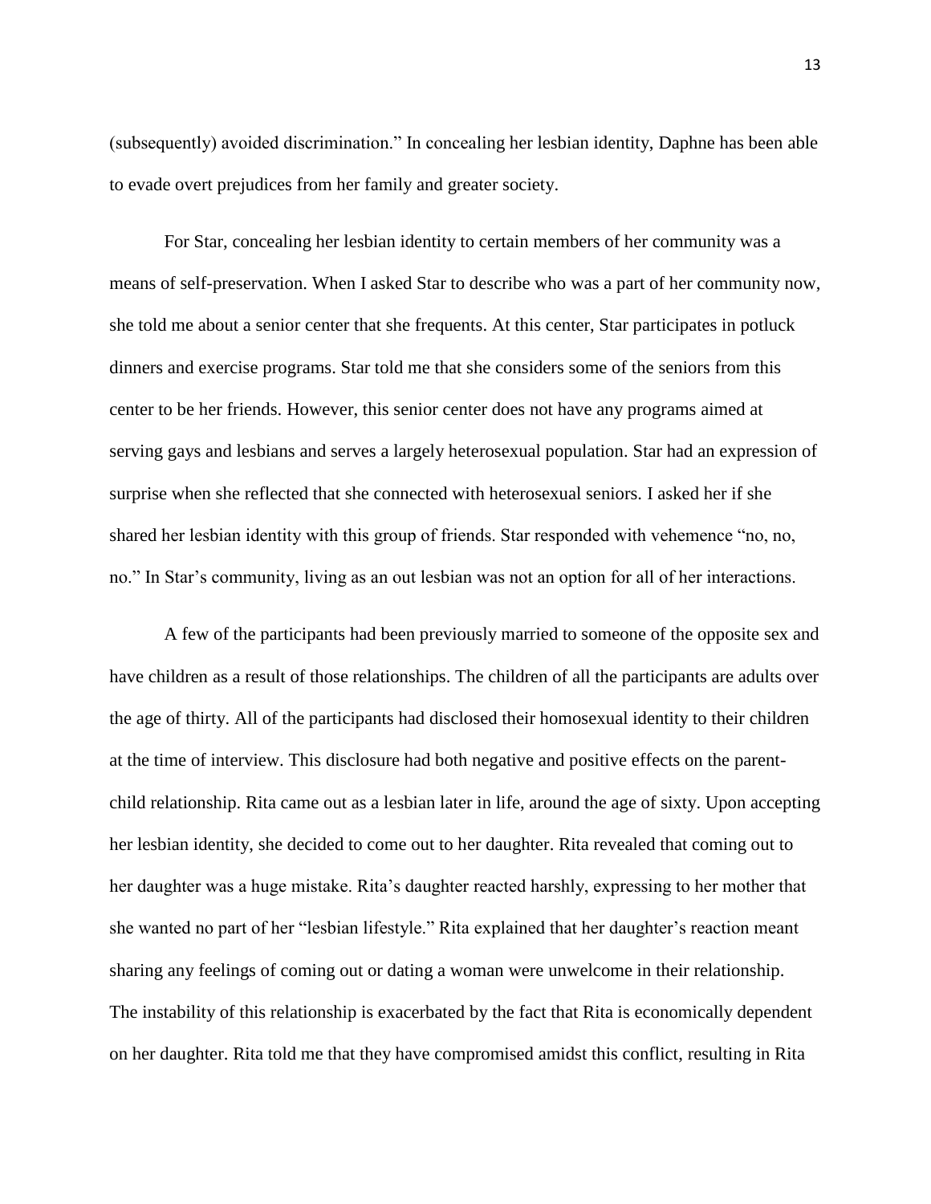(subsequently) avoided discrimination." In concealing her lesbian identity, Daphne has been able to evade overt prejudices from her family and greater society.

For Star, concealing her lesbian identity to certain members of her community was a means of self-preservation. When I asked Star to describe who was a part of her community now, she told me about a senior center that she frequents. At this center, Star participates in potluck dinners and exercise programs. Star told me that she considers some of the seniors from this center to be her friends. However, this senior center does not have any programs aimed at serving gays and lesbians and serves a largely heterosexual population. Star had an expression of surprise when she reflected that she connected with heterosexual seniors. I asked her if she shared her lesbian identity with this group of friends. Star responded with vehemence "no, no, no." In Star's community, living as an out lesbian was not an option for all of her interactions.

A few of the participants had been previously married to someone of the opposite sex and have children as a result of those relationships. The children of all the participants are adults over the age of thirty. All of the participants had disclosed their homosexual identity to their children at the time of interview. This disclosure had both negative and positive effects on the parent-child relationship. Rita came out as a lesbian later in life, around the age of sixty. Upon accepting her lesbian identity, she decided to come out to her daughter. Rita revealed that coming out to her daughter was a huge mistake. Rita's daughter reacted harshly, expressing to her mother that she wanted no part of her "lesbian lifestyle." Rita explained that her daughter's reaction meant sharing any feelings of coming out or dating a woman were unwelcome in their relationship. The instability of this relationship is exacerbated by the fact that Rita is economically dependent on her daughter. Rita told me that they have compromised amidst this conflict, resulting in Rita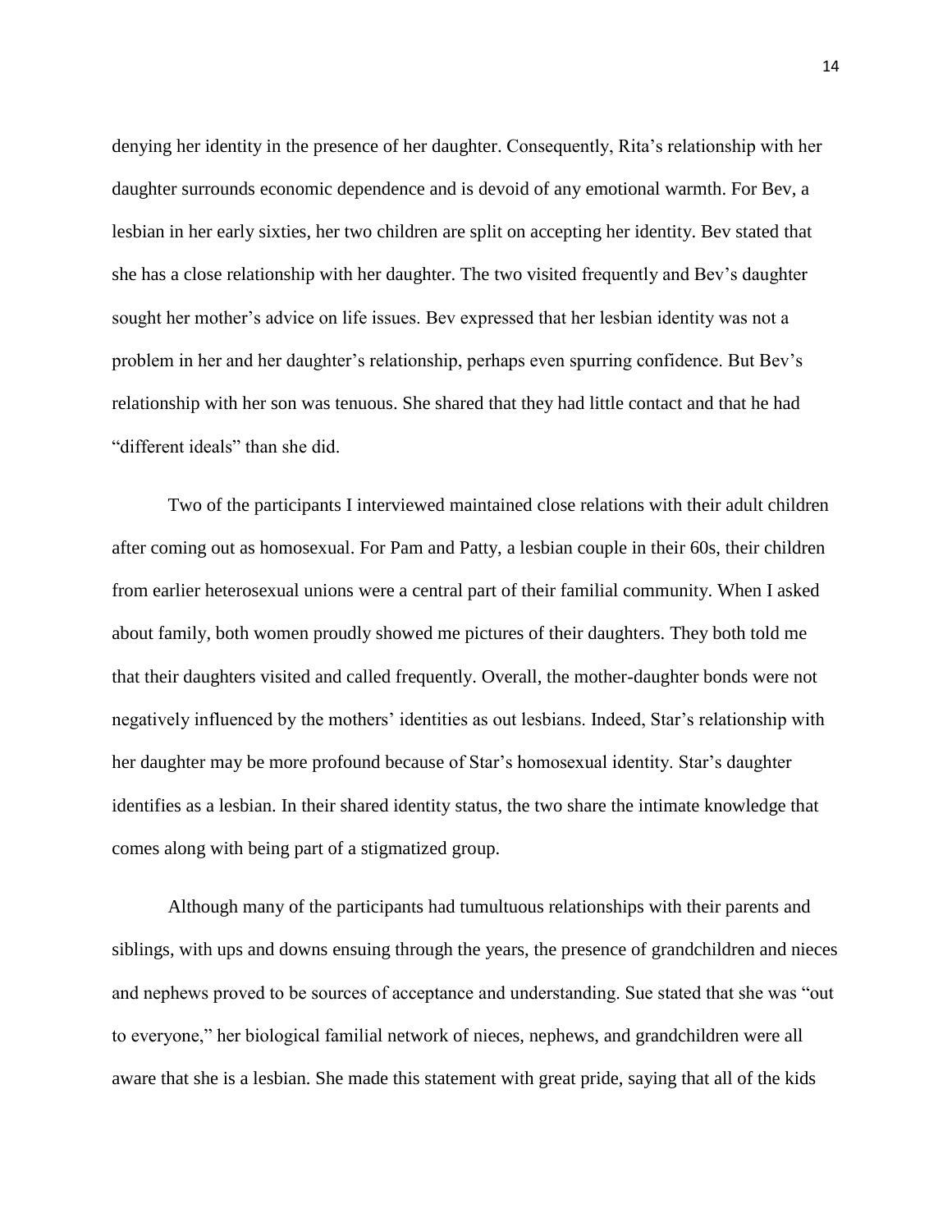denying her identity in the presence of her daughter. Consequently, Rita's relationship with her daughter surrounds economic dependence and is devoid of any emotional warmth. For Bev, a lesbian in her early sixties, her two children are split on accepting her identity. Bev stated that she has a close relationship with her daughter. The two visited frequently and Bev's daughter sought her mother's advice on life issues. Bev expressed that her lesbian identity was not a problem in her and her daughter's relationship, perhaps even spurring confidence. But Bev's relationship with her son was tenuous. She shared that they had little contact and that he had "different ideals" than she did.

Two of the participants I interviewed maintained close relations with their adult children after coming out as homosexual. For Pam and Patty, a lesbian couple in their 60s, their children from earlier heterosexual unions were a central part of their familial community. When I asked about family, both women proudly showed me pictures of their daughters. They both told me that their daughters visited and called frequently. Overall, the mother-daughter bonds were not negatively influenced by the mothers' identities as out lesbians. Indeed, Star's relationship with her daughter may be more profound because of Star's homosexual identity. Star's daughter identifies as a lesbian. In their shared identity status, the two share the intimate knowledge that comes along with being part of a stigmatized group.

Although many of the participants had tumultuous relationships with their parents and siblings, with ups and downs ensuing through the years, the presence of grandchildren and nieces and nephews proved to be sources of acceptance and understanding. Sue stated that she was "out to everyone," her biological familial network of nieces, nephews, and grandchildren were all aware that she is a lesbian. She made this statement with great pride, saying that all of the kids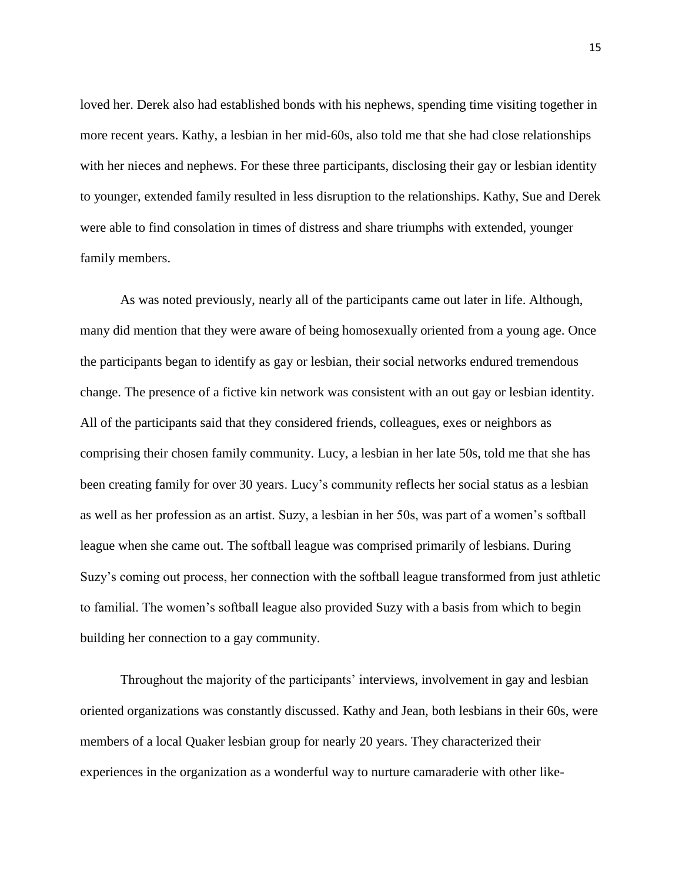loved her. Derek also had established bonds with his nephews, spending time visiting together in more recent years. Kathy, a lesbian in her mid-60s, also told me that she had close relationships with her nieces and nephews. For these three participants, disclosing their gay or lesbian identity to younger, extended family resulted in less disruption to the relationships. Kathy, Sue and Derek were able to find consolation in times of distress and share triumphs with extended, younger family members.

As was noted previously, nearly all of the participants came out later in life. Although, many did mention that they were aware of being homosexually oriented from a young age. Once the participants began to identify as gay or lesbian, their social networks endured tremendous change. The presence of a fictive kin network was consistent with an out gay or lesbian identity. All of the participants said that they considered friends, colleagues, exes or neighbors as comprising their chosen family community. Lucy, a lesbian in her late 50s, told me that she has been creating family for over 30 years. Lucy's community reflects her social status as a lesbian as well as her profession as an artist. Suzy, a lesbian in her 50s, was part of a women's softball league when she came out. The softball league was comprised primarily of lesbians. During Suzy's coming out process, her connection with the softball league transformed from just athletic to familial. The women's softball league also provided Suzy with a basis from which to begin building her connection to a gay community.

Throughout the majority of the participants' interviews, involvement in gay and lesbian oriented organizations was constantly discussed. Kathy and Jean, both lesbians in their 60s, were members of a local Quaker lesbian group for nearly 20 years. They characterized their experiences in the organization as a wonderful way to nurture camaraderie with other like-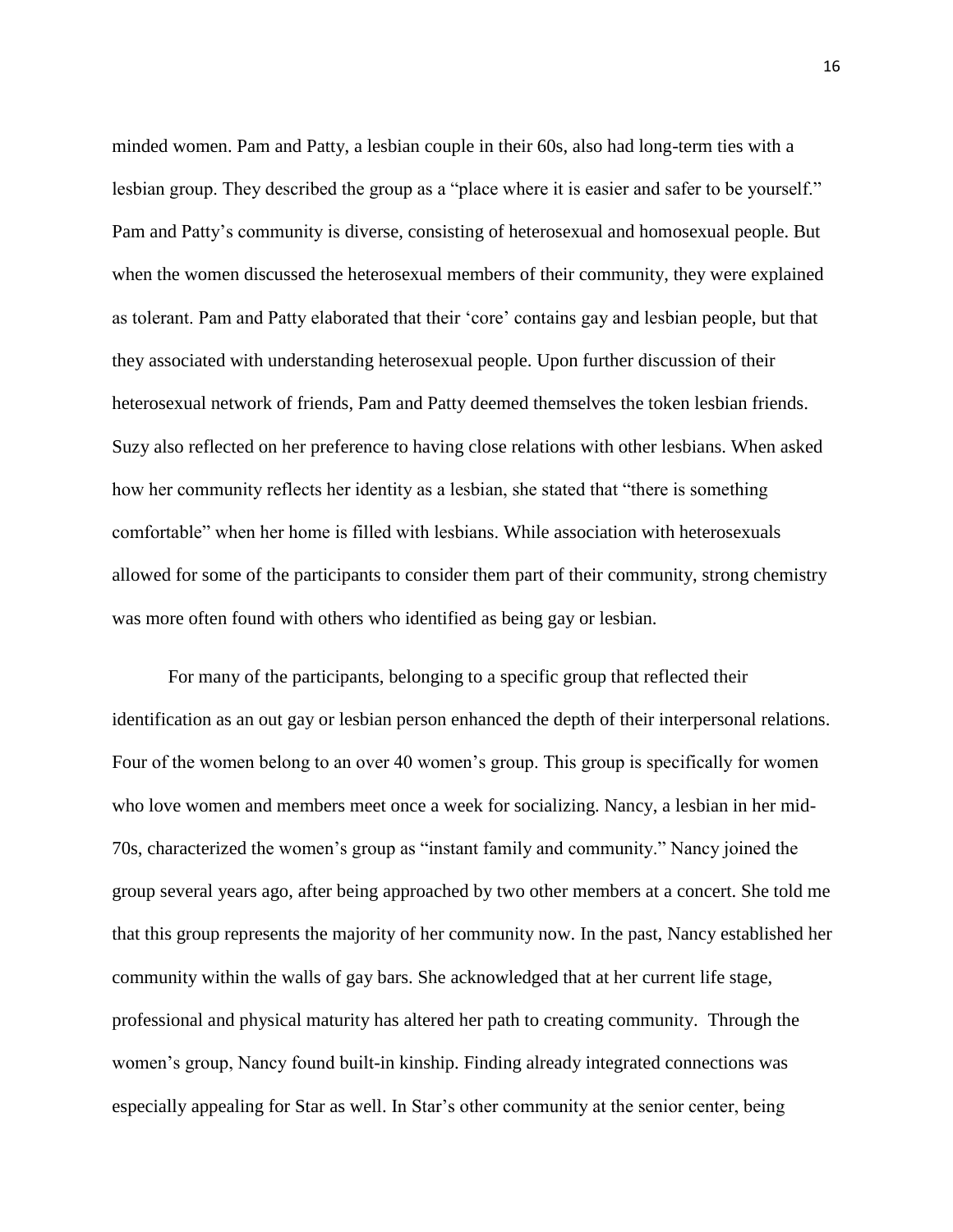minded women. Pam and Patty, a lesbian couple in their 60s, also had long-term ties with a lesbian group. They described the group as a "place where it is easier and safer to be yourself." Pam and Patty's community is diverse, consisting of heterosexual and homosexual people. But when the women discussed the heterosexual members of their community, they were explained as tolerant. Pam and Patty elaborated that their 'core' contains gay and lesbian people, but that they associated with understanding heterosexual people. Upon further discussion of their heterosexual network of friends, Pam and Patty deemed themselves the token lesbian friends. Suzy also reflected on her preference to having close relations with other lesbians. When asked how her community reflects her identity as a lesbian, she stated that "there is something comfortable" when her home is filled with lesbians. While association with heterosexuals allowed for some of the participants to consider them part of their community, strong chemistry was more often found with others who identified as being gay or lesbian.

For many of the participants, belonging to a specific group that reflected their identification as an out gay or lesbian person enhanced the depth of their interpersonal relations. Four of the women belong to an over 40 women's group. This group is specifically for women who love women and members meet once a week for socializing. Nancy, a lesbian in her mid-70s, characterized the women's group as "instant family and community." Nancy joined the group several years ago, after being approached by two other members at a concert. She told me that this group represents the majority of her community now. In the past, Nancy established her community within the walls of gay bars. She acknowledged that at her current life stage, professional and physical maturity has altered her path to creating community. Through the women's group, Nancy found built-in kinship. Finding already integrated connections was especially appealing for Star as well. In Star's other community at the senior center, being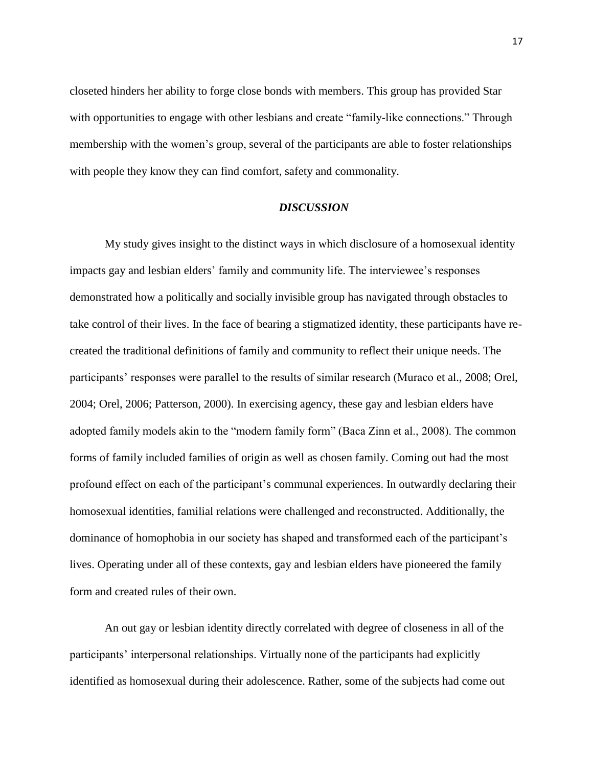closeted hinders her ability to forge close bonds with members. This group has provided Star with opportunities to engage with other lesbians and create "family-like connections." Through membership with the women's group, several of the participants are able to foster relationships with people they know they can find comfort, safety and commonality.

## *DISCUSSION*

My study gives insight to the distinct ways in which disclosure of a homosexual identity impacts gay and lesbian elders' family and community life. The interviewee's responses demonstrated how a politically and socially invisible group has navigated through obstacles to take control of their lives. In the face of bearing a stigmatized identity, these participants have re-created the traditional definitions of family and community to reflect their unique needs. The participants' responses were parallel to the results of similar research (Muraco et al., 2008; Orel, 2004; Orel, 2006; Patterson, 2000). In exercising agency, these gay and lesbian elders have adopted family models akin to the "modern family form" (Baca Zinn et al., 2008). The common forms of family included families of origin as well as chosen family. Coming out had the most profound effect on each of the participant's communal experiences. In outwardly declaring their homosexual identities, familial relations were challenged and reconstructed. Additionally, the dominance of homophobia in our society has shaped and transformed each of the participant's lives. Operating under all of these contexts, gay and lesbian elders have pioneered the family form and created rules of their own.

An out gay or lesbian identity directly correlated with degree of closeness in all of the participants' interpersonal relationships. Virtually none of the participants had explicitly identified as homosexual during their adolescence. Rather, some of the subjects had come out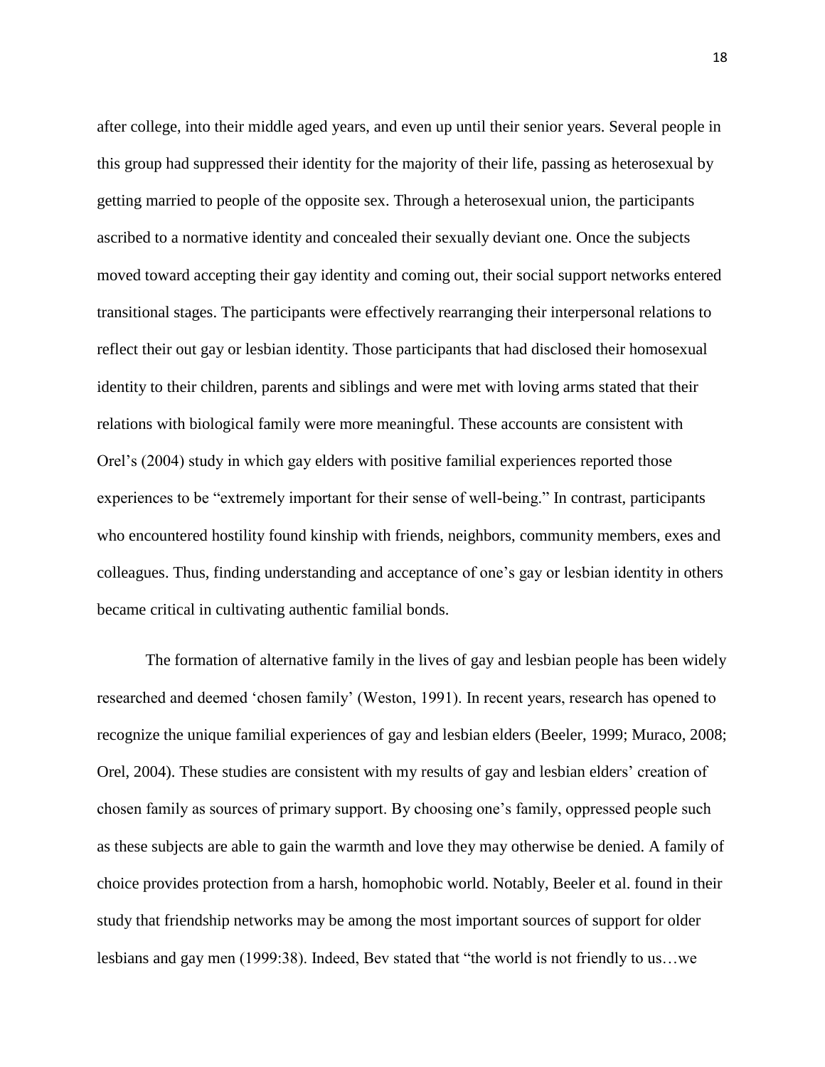after college, into their middle aged years, and even up until their senior years. Several people in this group had suppressed their identity for the majority of their life, passing as heterosexual by getting married to people of the opposite sex. Through a heterosexual union, the participants ascribed to a normative identity and concealed their sexually deviant one. Once the subjects moved toward accepting their gay identity and coming out, their social support networks entered transitional stages. The participants were effectively rearranging their interpersonal relations to reflect their out gay or lesbian identity. Those participants that had disclosed their homosexual identity to their children, parents and siblings and were met with loving arms stated that their relations with biological family were more meaningful. These accounts are consistent with Orel's (2004) study in which gay elders with positive familial experiences reported those experiences to be "extremely important for their sense of well-being." In contrast, participants who encountered hostility found kinship with friends, neighbors, community members, exes and colleagues. Thus, finding understanding and acceptance of one's gay or lesbian identity in others became critical in cultivating authentic familial bonds.

The formation of alternative family in the lives of gay and lesbian people has been widely researched and deemed 'chosen family' (Weston, 1991). In recent years, research has opened to recognize the unique familial experiences of gay and lesbian elders (Beeler, 1999; Muraco, 2008; Orel, 2004). These studies are consistent with my results of gay and lesbian elders' creation of chosen family as sources of primary support. By choosing one's family, oppressed people such as these subjects are able to gain the warmth and love they may otherwise be denied. A family of choice provides protection from a harsh, homophobic world. Notably, Beeler et al. found in their study that friendship networks may be among the most important sources of support for older lesbians and gay men (1999:38). Indeed, Bev stated that "the world is not friendly to us…we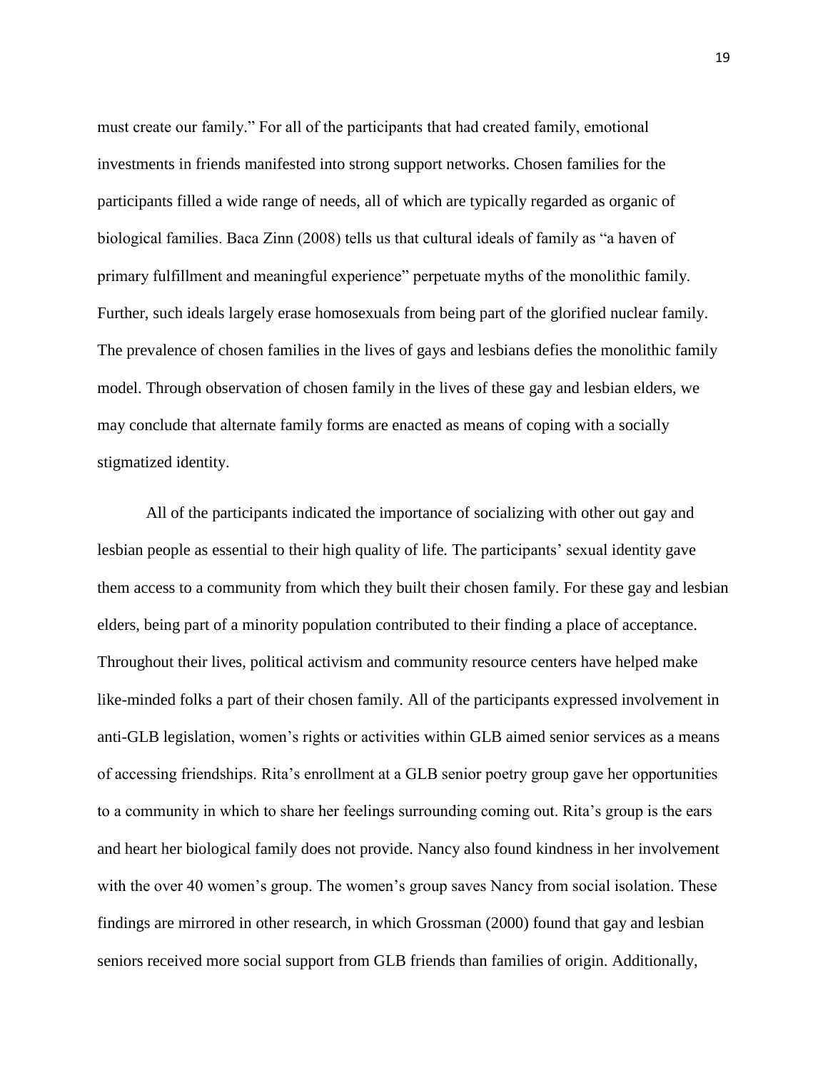must create our family." For all of the participants that had created family, emotional investments in friends manifested into strong support networks. Chosen families for the participants filled a wide range of needs, all of which are typically regarded as organic of biological families. Baca Zinn (2008) tells us that cultural ideals of family as "a haven of primary fulfillment and meaningful experience" perpetuate myths of the monolithic family. Further, such ideals largely erase homosexuals from being part of the glorified nuclear family. The prevalence of chosen families in the lives of gays and lesbians defies the monolithic family model. Through observation of chosen family in the lives of these gay and lesbian elders, we may conclude that alternate family forms are enacted as means of coping with a socially stigmatized identity.

All of the participants indicated the importance of socializing with other out gay and lesbian people as essential to their high quality of life. The participants' sexual identity gave them access to a community from which they built their chosen family. For these gay and lesbian elders, being part of a minority population contributed to their finding a place of acceptance. Throughout their lives, political activism and community resource centers have helped make like-minded folks a part of their chosen family. All of the participants expressed involvement in anti-GLB legislation, women's rights or activities within GLB aimed senior services as a means of accessing friendships. Rita's enrollment at a GLB senior poetry group gave her opportunities to a community in which to share her feelings surrounding coming out. Rita's group is the ears and heart her biological family does not provide. Nancy also found kindness in her involvement with the over 40 women's group. The women's group saves Nancy from social isolation. These findings are mirrored in other research, in which Grossman (2000) found that gay and lesbian seniors received more social support from GLB friends than families of origin. Additionally,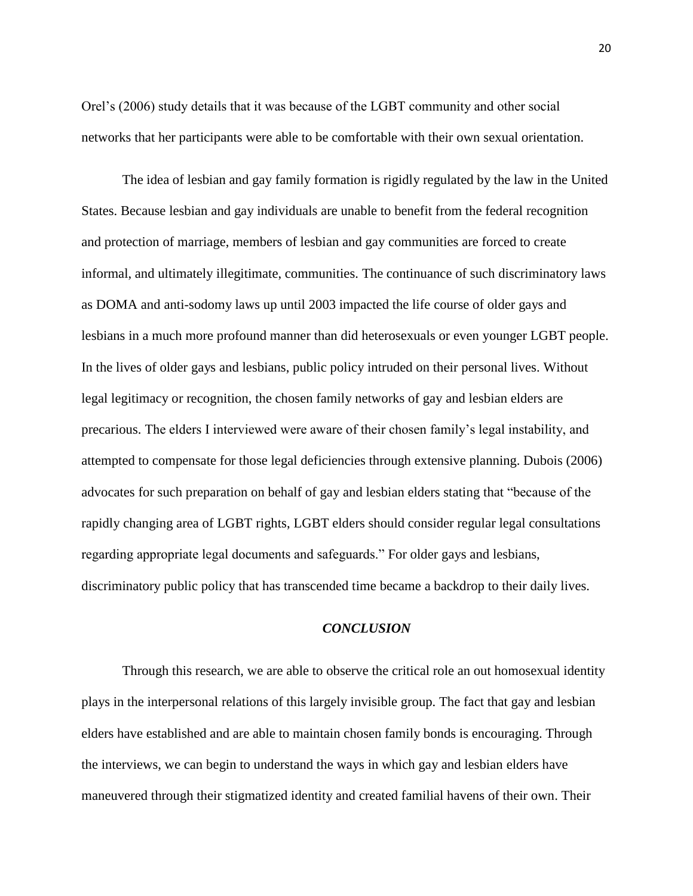Orel's (2006) study details that it was because of the LGBT community and other social networks that her participants were able to be comfortable with their own sexual orientation.

The idea of lesbian and gay family formation is rigidly regulated by the law in the United States. Because lesbian and gay individuals are unable to benefit from the federal recognition and protection of marriage, members of lesbian and gay communities are forced to create informal, and ultimately illegitimate, communities. The continuance of such discriminatory laws as DOMA and anti-sodomy laws up until 2003 impacted the life course of older gays and lesbians in a much more profound manner than did heterosexuals or even younger LGBT people. In the lives of older gays and lesbians, public policy intruded on their personal lives. Without legal legitimacy or recognition, the chosen family networks of gay and lesbian elders are precarious. The elders I interviewed were aware of their chosen family's legal instability, and attempted to compensate for those legal deficiencies through extensive planning. Dubois (2006) advocates for such preparation on behalf of gay and lesbian elders stating that "because of the rapidly changing area of LGBT rights, LGBT elders should consider regular legal consultations regarding appropriate legal documents and safeguards." For older gays and lesbians, discriminatory public policy that has transcended time became a backdrop to their daily lives.

## *CONCLUSION*

Through this research, we are able to observe the critical role an out homosexual identity plays in the interpersonal relations of this largely invisible group. The fact that gay and lesbian elders have established and are able to maintain chosen family bonds is encouraging. Through the interviews, we can begin to understand the ways in which gay and lesbian elders have maneuvered through their stigmatized identity and created familial havens of their own. Their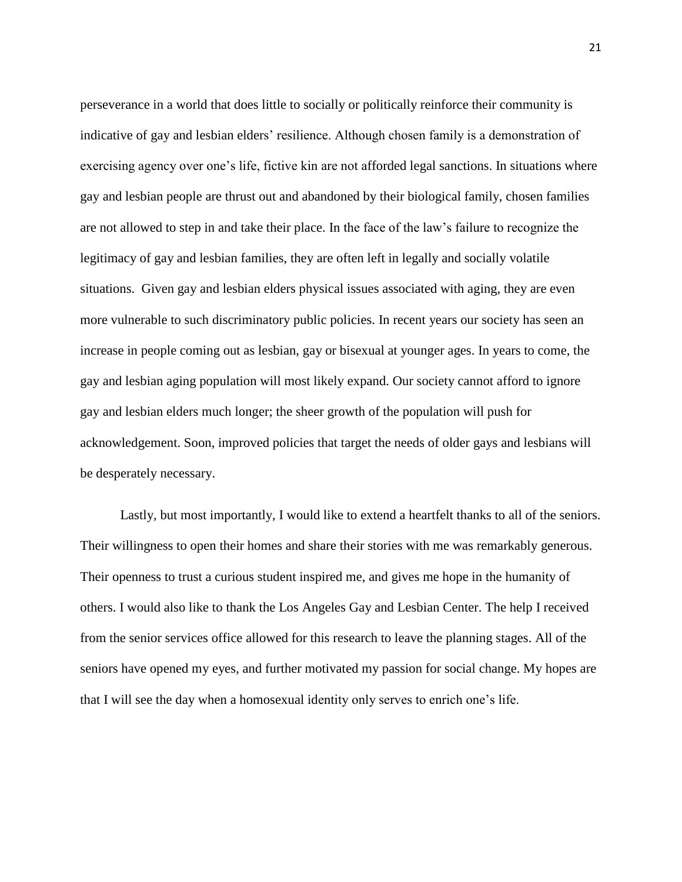perseverance in a world that does little to socially or politically reinforce their community is indicative of gay and lesbian elders' resilience. Although chosen family is a demonstration of exercising agency over one's life, fictive kin are not afforded legal sanctions. In situations where gay and lesbian people are thrust out and abandoned by their biological family, chosen families are not allowed to step in and take their place. In the face of the law's failure to recognize the legitimacy of gay and lesbian families, they are often left in legally and socially volatile situations. Given gay and lesbian elders physical issues associated with aging, they are even more vulnerable to such discriminatory public policies. In recent years our society has seen an increase in people coming out as lesbian, gay or bisexual at younger ages. In years to come, the gay and lesbian aging population will most likely expand. Our society cannot afford to ignore gay and lesbian elders much longer; the sheer growth of the population will push for acknowledgement. Soon, improved policies that target the needs of older gays and lesbians will be desperately necessary.

Lastly, but most importantly, I would like to extend a heartfelt thanks to all of the seniors. Their willingness to open their homes and share their stories with me was remarkably generous. Their openness to trust a curious student inspired me, and gives me hope in the humanity of others. I would also like to thank the Los Angeles Gay and Lesbian Center. The help I received from the senior services office allowed for this research to leave the planning stages. All of the seniors have opened my eyes, and further motivated my passion for social change. My hopes are that I will see the day when a homosexual identity only serves to enrich one's life.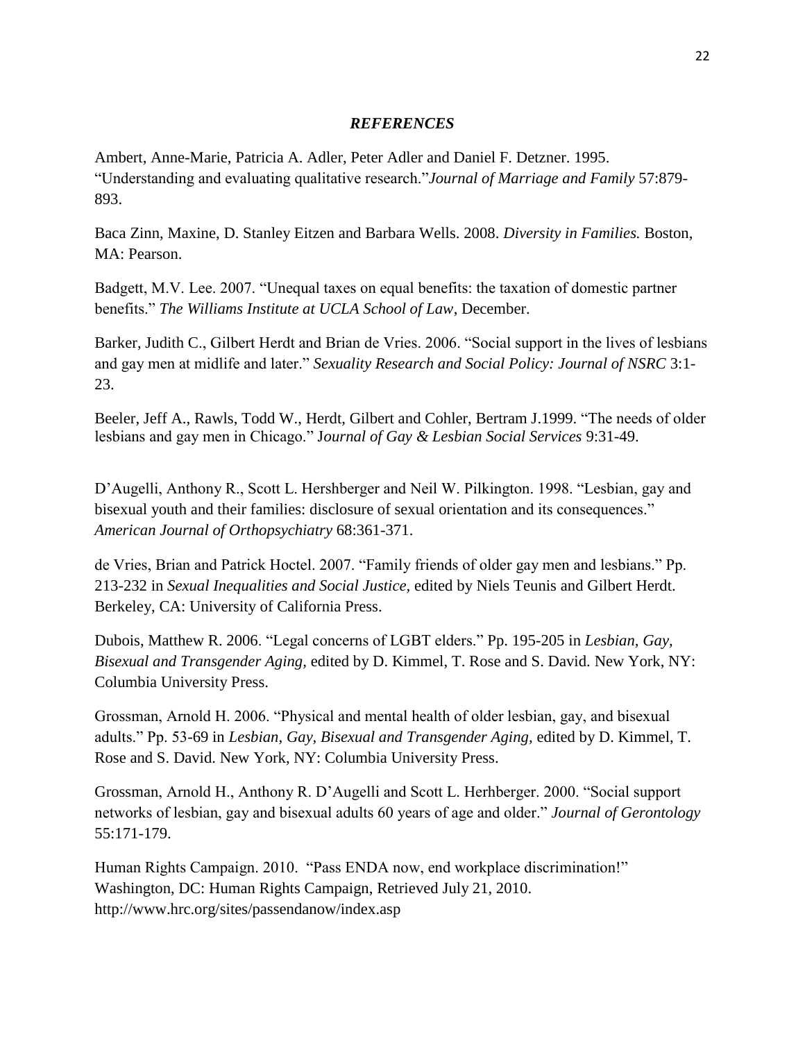## *REFERENCES*

Ambert, Anne-Marie, Patricia A. Adler, Peter Adler and Daniel F. Detzner. 1995. "Understanding and evaluating qualitative research."*Journal of Marriage and Family* 57:879-893.

Baca Zinn, Maxine, D. Stanley Eitzen and Barbara Wells. 2008. *Diversity in Families.* Boston, MA: Pearson.

Badgett, M.V. Lee. 2007. "Unequal taxes on equal benefits: the taxation of domestic partner benefits." *The Williams Institute at UCLA School of Law*, December.

Barker, Judith C., Gilbert Herdt and Brian de Vries. 2006. "Social support in the lives of lesbians and gay men at midlife and later." *Sexuality Research and Social Policy: Journal of NSRC* 3:1-23.

Beeler, Jeff A., Rawls, Todd W., Herdt, Gilbert and Cohler, Bertram J.1999. "The needs of older lesbians and gay men in Chicago." J*ournal of Gay & Lesbian Social Services* 9:31-49.

D'Augelli, Anthony R., Scott L. Hershberger and Neil W. Pilkington. 1998. "Lesbian, gay and bisexual youth and their families: disclosure of sexual orientation and its consequences." *American Journal of Orthopsychiatry* 68:361-371.

de Vries, Brian and Patrick Hoctel. 2007. "Family friends of older gay men and lesbians." Pp. 213-232 in *Sexual Inequalities and Social Justice,* edited by Niels Teunis and Gilbert Herdt. Berkeley, CA: University of California Press.

Dubois, Matthew R. 2006. "Legal concerns of LGBT elders." Pp. 195-205 in *Lesbian, Gay, Bisexual and Transgender Aging,* edited by D. Kimmel, T. Rose and S. David. New York, NY: Columbia University Press.

Grossman, Arnold H. 2006. "Physical and mental health of older lesbian, gay, and bisexual adults." Pp. 53-69 in *Lesbian, Gay, Bisexual and Transgender Aging,* edited by D. Kimmel, T. Rose and S. David. New York, NY: Columbia University Press.

Grossman, Arnold H., Anthony R. D'Augelli and Scott L. Herhberger. 2000. "Social support networks of lesbian, gay and bisexual adults 60 years of age and older." *Journal of Gerontology* 55:171-179.

Human Rights Campaign. 2010. "Pass ENDA now, end workplace discrimination!" Washington, DC: Human Rights Campaign, Retrieved July 21, 2010. http://www.hrc.org/sites/passendanow/index.asp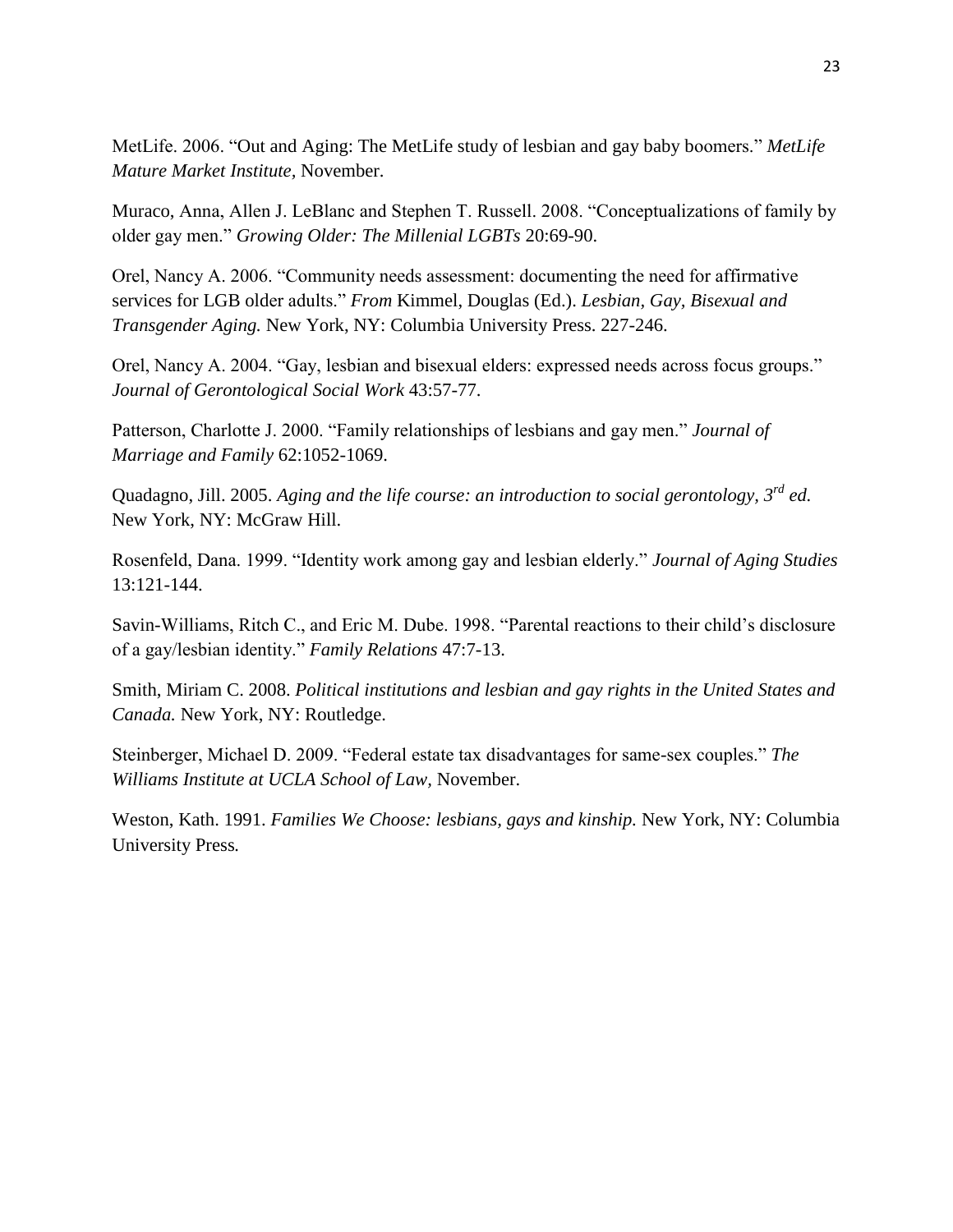MetLife. 2006. "Out and Aging: The MetLife study of lesbian and gay baby boomers." *MetLife Mature Market Institute,* November.

Muraco, Anna, Allen J. LeBlanc and Stephen T. Russell. 2008. "Conceptualizations of family by older gay men." *Growing Older: The Millenial LGBTs* 20:69-90.

Orel, Nancy A. 2006. "Community needs assessment: documenting the need for affirmative services for LGB older adults." *From* Kimmel, Douglas (Ed.). *Lesbian, Gay, Bisexual and Transgender Aging.* New York, NY: Columbia University Press. 227-246.

Orel, Nancy A. 2004. "Gay, lesbian and bisexual elders: expressed needs across focus groups." *Journal of Gerontological Social Work* 43:57-77.

Patterson, Charlotte J. 2000. "Family relationships of lesbians and gay men." *Journal of Marriage and Family* 62:1052-1069.

Quadagno, Jill. 2005. *Aging and the life course: an introduction to social gerontology, 3rd ed.* New York, NY: McGraw Hill.

Rosenfeld, Dana. 1999. "Identity work among gay and lesbian elderly." *Journal of Aging Studies* 13:121-144.

Savin-Williams, Ritch C., and Eric M. Dube. 1998. "Parental reactions to their child's disclosure of a gay/lesbian identity." *Family Relations* 47:7-13.

Smith, Miriam C. 2008. *Political institutions and lesbian and gay rights in the United States and Canada.* New York, NY: Routledge.

Steinberger, Michael D. 2009. "Federal estate tax disadvantages for same-sex couples." *The Williams Institute at UCLA School of Law,* November.

Weston, Kath. 1991. *Families We Choose: lesbians, gays and kinship.* New York, NY: Columbia University Press.